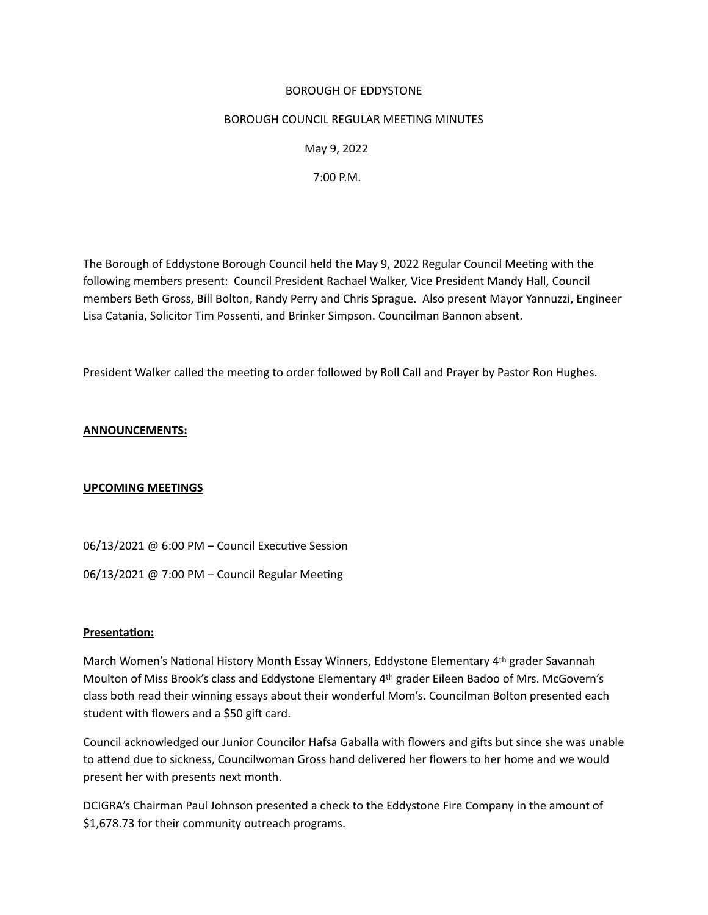BOROUGH OF EDDYSTONE

BOROUGH COUNCIL REGULAR MEETING MINUTES

May 9, 2022

7:00 P.M.

The Borough of Eddystone Borough Council held the May 9, 2022 Regular Council Meeting with the following members present: Council President Rachael Walker, Vice President Mandy Hall, Council members Beth Gross, Bill Bolton, Randy Perry and Chris Sprague. Also present Mayor Yannuzzi, Engineer Lisa Catania, Solicitor Tim Possenti, and Brinker Simpson. Councilman Bannon absent.

President Walker called the meeting to order followed by Roll Call and Prayer by Pastor Ron Hughes.

**ANNOUNCEMENTS:**

**UPCOMING MEETINGS**

06/13/2021 @ 6:00 PM – Council Executive Session

06/13/2021 @ 7:00 PM – Council Regular Meeting

**Presentation:**

March Women's National History Month Essay Winners, Eddystone Elementary 4th grader Savannah Moulton of Miss Brook's class and Eddystone Elementary 4th grader Eileen Badoo of Mrs. McGovern's class both read their winning essays about their wonderful Mom's. Councilman Bolton presented each student with flowers and a $50 gift card.

Council acknowledged our Junior Councilor Hafsa Gaballa with flowers and gifts but since she was unable to attend due to sickness, Councilwoman Gross hand delivered her flowers to her home and we would present her with presents next month.

DCIGRA's Chairman Paul Johnson presented a check to the Eddystone Fire Company in the amount of $1,678.73 for their community outreach programs.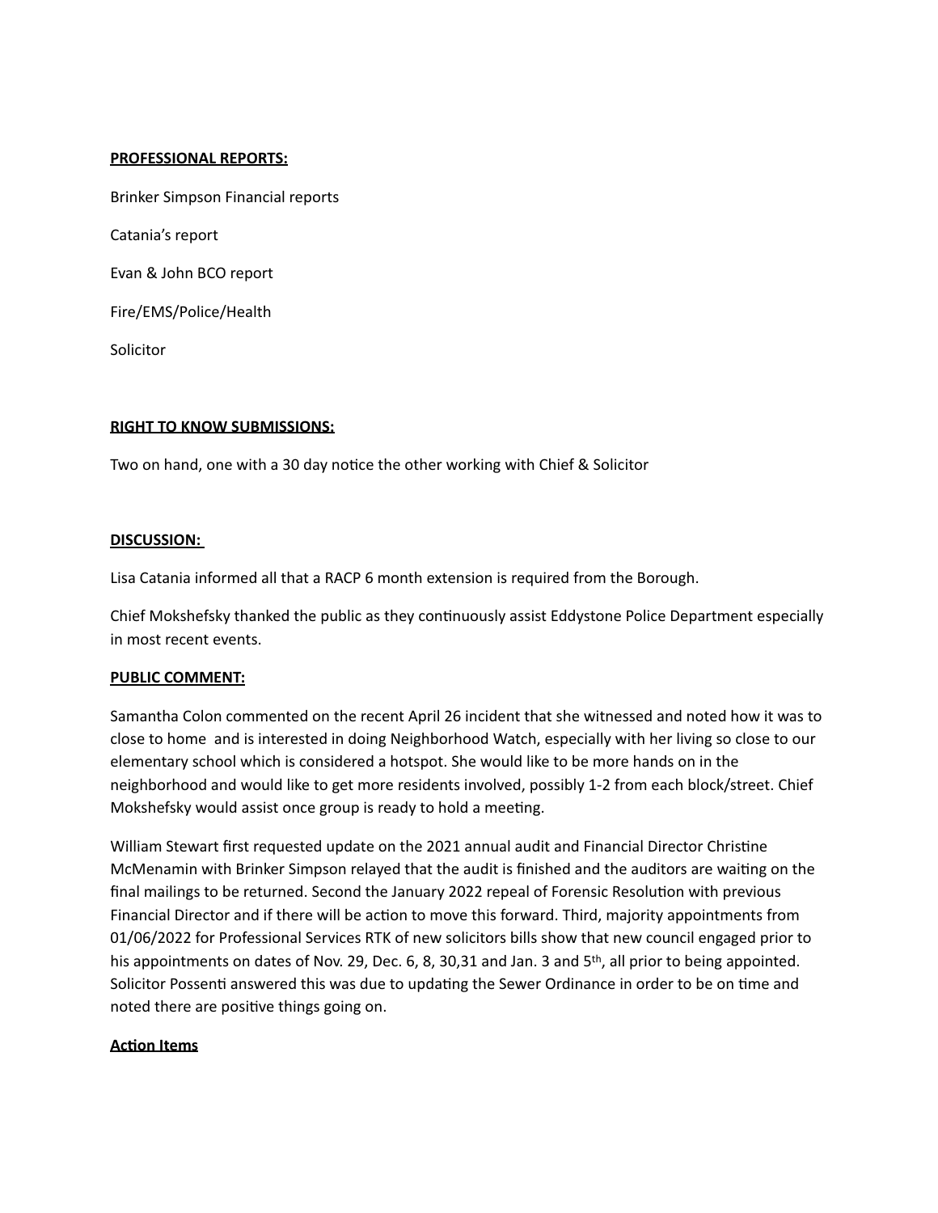**PROFESSIONAL REPORTS:**

Brinker Simpson Financial reports

Catania's report

Evan & John BCO report

Fire/EMS/Police/Health

Solicitor

**RIGHT TO KNOW SUBMISSIONS:**

Two on hand, one with a 30 day notice the other working with Chief & Solicitor

**DISCUSSION:**

Lisa Catania informed all that a RACP 6 month extension is required from the Borough.

Chief Mokshefsky thanked the public as they continuously assist Eddystone Police Department especially in most recent events.

**PUBLIC COMMENT:**

Samantha Colon commented on the recent April 26 incident that she witnessed and noted how it was to close to home and is interested in doing Neighborhood Watch, especially with her living so close to our elementary school which is considered a hotspot. She would like to be more hands on in the neighborhood and would like to get more residents involved, possibly 1-2 from each block/street. Chief Mokshefsky would assist once group is ready to hold a meeting.

William Stewart first requested update on the 2021 annual audit and Financial Director Christine McMenamin with Brinker Simpson relayed that the audit is finished and the auditors are waiting on the final mailings to be returned. Second the January 2022 repeal of Forensic Resolution with previous Financial Director and if there will be action to move this forward. Third, majority appointments from 01/06/2022 for Professional Services RTK of new solicitors bills show that new council engaged prior to his appointments on dates of Nov. 29, Dec. 6, 8, 30,31 and Jan. 3 and 5th, all prior to being appointed. Solicitor Possenti answered this was due to updating the Sewer Ordinance in order to be on time and noted there are positive things going on.

**Action Items**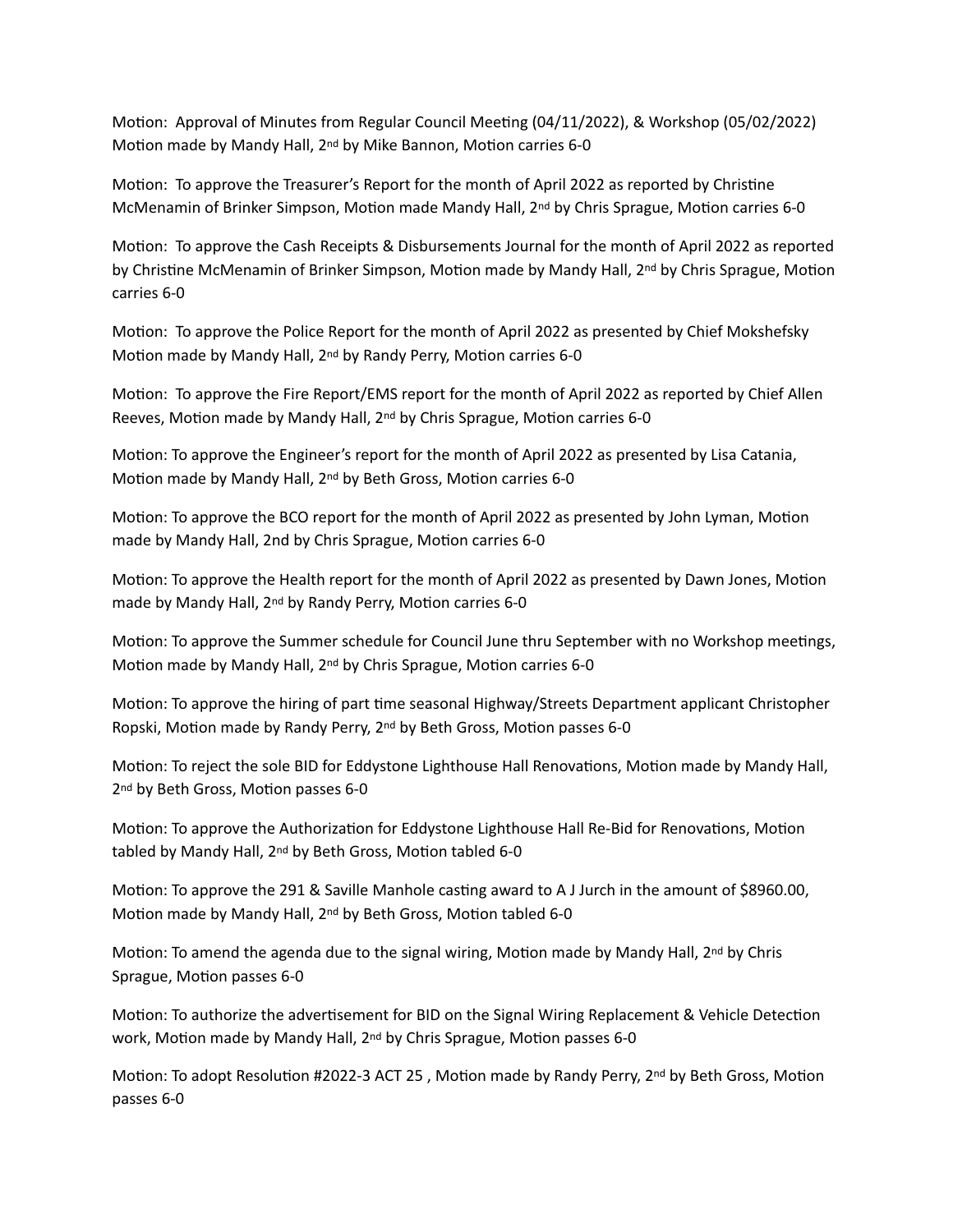Motion: Approval of Minutes from Regular Council Meeting (04/11/2022), & Workshop (05/02/2022) Motion made by Mandy Hall, 2nd by Mike Bannon, Motion carries 6-0

Motion: To approve the Treasurer's Report for the month of April 2022 as reported by Christine McMenamin of Brinker Simpson, Motion made Mandy Hall, 2nd by Chris Sprague, Motion carries 6-0

Motion: To approve the Cash Receipts & Disbursements Journal for the month of April 2022 as reported by Christine McMenamin of Brinker Simpson, Motion made by Mandy Hall, 2nd by Chris Sprague, Motion carries 6-0

Motion: To approve the Police Report for the month of April 2022 as presented by Chief Mokshefsky Motion made by Mandy Hall, 2nd by Randy Perry, Motion carries 6-0

Motion: To approve the Fire Report/EMS report for the month of April 2022 as reported by Chief Allen Reeves, Motion made by Mandy Hall, 2nd by Chris Sprague, Motion carries 6-0

Motion: To approve the Engineer's report for the month of April 2022 as presented by Lisa Catania, Motion made by Mandy Hall, 2nd by Beth Gross, Motion carries 6-0

Motion: To approve the BCO report for the month of April 2022 as presented by John Lyman, Motion made by Mandy Hall, 2nd by Chris Sprague, Motion carries 6-0

Motion: To approve the Health report for the month of April 2022 as presented by Dawn Jones, Motion made by Mandy Hall, 2nd by Randy Perry, Motion carries 6-0

Motion: To approve the Summer schedule for Council June thru September with no Workshop meetings, Motion made by Mandy Hall, 2nd by Chris Sprague, Motion carries 6-0

Motion: To approve the hiring of part time seasonal Highway/Streets Department applicant Christopher Ropski, Motion made by Randy Perry, 2nd by Beth Gross, Motion passes 6-0

Motion: To reject the sole BID for Eddystone Lighthouse Hall Renovations, Motion made by Mandy Hall, 2nd by Beth Gross, Motion passes 6-0

Motion: To approve the Authorization for Eddystone Lighthouse Hall Re-Bid for Renovations, Motion tabled by Mandy Hall, 2nd by Beth Gross, Motion tabled 6-0

Motion: To approve the 291 & Saville Manhole casting award to A J Jurch in the amount of $8960.00, Motion made by Mandy Hall, 2nd by Beth Gross, Motion tabled 6-0

Motion: To amend the agenda due to the signal wiring, Motion made by Mandy Hall, 2nd by Chris Sprague, Motion passes 6-0

Motion: To authorize the advertisement for BID on the Signal Wiring Replacement & Vehicle Detection work, Motion made by Mandy Hall, 2nd by Chris Sprague, Motion passes 6-0

Motion: To adopt Resolution #2022-3 ACT 25 , Motion made by Randy Perry, 2nd by Beth Gross, Motion passes 6-0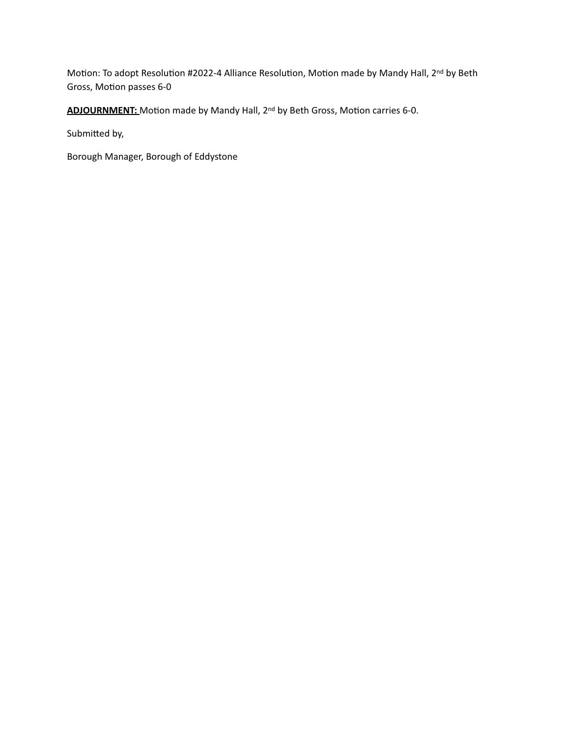Motion: To adopt Resolution #2022-4 Alliance Resolution, Motion made by Mandy Hall, 2nd by Beth Gross, Motion passes 6-0

**ADJOURNMENT:** Motion made by Mandy Hall, 2nd by Beth Gross, Motion carries 6-0.

Submitted by,

Borough Manager, Borough of Eddystone